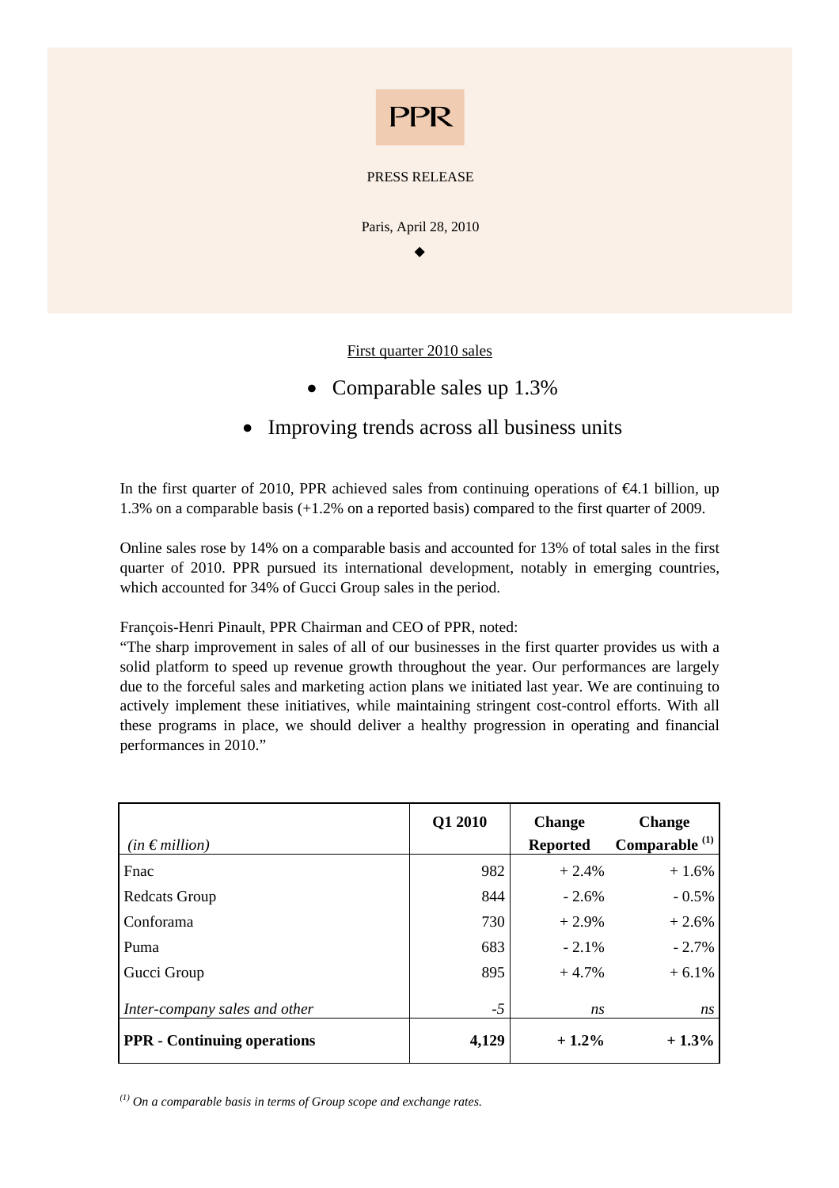PPR

PRESS RELEASE

Paris, April 28, 2010

◆

First quarter 2010 sales

- Comparable sales up 1.3%
- Improving trends across all business units

In the first quarter of 2010, PPR achieved sales from continuing operations of €4.1 billion, up 1.3% on a comparable basis (+1.2% on a reported basis) compared to the first quarter of 2009.

Online sales rose by 14% on a comparable basis and accounted for 13% of total sales in the first quarter of 2010. PPR pursued its international development, notably in emerging countries, which accounted for 34% of Gucci Group sales in the period.

François-Henri Pinault, PPR Chairman and CEO of PPR, noted:
"The sharp improvement in sales of all of our businesses in the first quarter provides us with a solid platform to speed up revenue growth throughout the year. Our performances are largely due to the forceful sales and marketing action plans we initiated last year. We are continuing to actively implement these initiatives, while maintaining stringent cost-control efforts. With all these programs in place, we should deliver a healthy progression in operating and financial performances in 2010."

| *(in € million)* | Q1 2010 | Change Reported | Change Comparable [1] |
|---|---|---|---|
| Fnac | 982 | + 2.4% | + 1.6% |
| Redcats Group | 844 | - 2.6% | - 0.5% |
| Conforama | 730 | + 2.9% | + 2.6% |
| Puma | 683 | - 2.1% | - 2.7% |
| Gucci Group | 895 | + 4.7% | + 6.1% |
| *Inter-company sales and other* | *-5* | *ns* | *ns* |
| **PPR - Continuing operations** | **4,129** | **+ 1.2%** | **+ 1.3%** |

*[1] On a comparable basis in terms of Group scope and exchange rates.*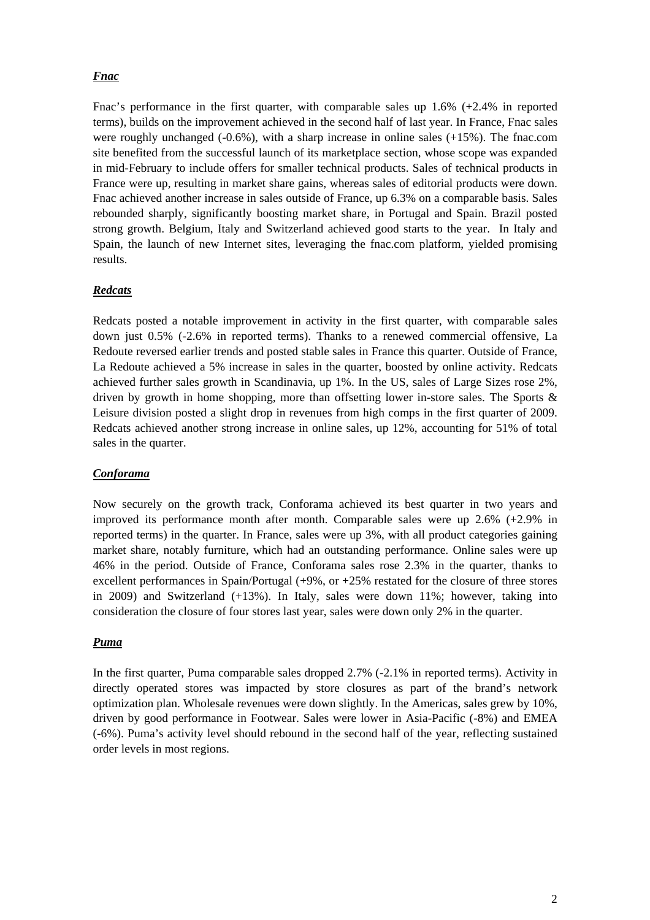***Fnac***

Fnac's performance in the first quarter, with comparable sales up 1.6% (+2.4% in reported terms), builds on the improvement achieved in the second half of last year. In France, Fnac sales were roughly unchanged (-0.6%), with a sharp increase in online sales (+15%). The fnac.com site benefited from the successful launch of its marketplace section, whose scope was expanded in mid-February to include offers for smaller technical products. Sales of technical products in France were up, resulting in market share gains, whereas sales of editorial products were down. Fnac achieved another increase in sales outside of France, up 6.3% on a comparable basis. Sales rebounded sharply, significantly boosting market share, in Portugal and Spain. Brazil posted strong growth. Belgium, Italy and Switzerland achieved good starts to the year. In Italy and Spain, the launch of new Internet sites, leveraging the fnac.com platform, yielded promising results.

***Redcats***

Redcats posted a notable improvement in activity in the first quarter, with comparable sales down just 0.5% (-2.6% in reported terms). Thanks to a renewed commercial offensive, La Redoute reversed earlier trends and posted stable sales in France this quarter. Outside of France, La Redoute achieved a 5% increase in sales in the quarter, boosted by online activity. Redcats achieved further sales growth in Scandinavia, up 1%. In the US, sales of Large Sizes rose 2%, driven by growth in home shopping, more than offsetting lower in-store sales. The Sports & Leisure division posted a slight drop in revenues from high comps in the first quarter of 2009. Redcats achieved another strong increase in online sales, up 12%, accounting for 51% of total sales in the quarter.

***Conforama***

Now securely on the growth track, Conforama achieved its best quarter in two years and improved its performance month after month. Comparable sales were up 2.6% (+2.9% in reported terms) in the quarter. In France, sales were up 3%, with all product categories gaining market share, notably furniture, which had an outstanding performance. Online sales were up 46% in the period. Outside of France, Conforama sales rose 2.3% in the quarter, thanks to excellent performances in Spain/Portugal (+9%, or +25% restated for the closure of three stores in 2009) and Switzerland (+13%). In Italy, sales were down 11%; however, taking into consideration the closure of four stores last year, sales were down only 2% in the quarter.

***Puma***

In the first quarter, Puma comparable sales dropped 2.7% (-2.1% in reported terms). Activity in directly operated stores was impacted by store closures as part of the brand's network optimization plan. Wholesale revenues were down slightly. In the Americas, sales grew by 10%, driven by good performance in Footwear. Sales were lower in Asia-Pacific (-8%) and EMEA (-6%). Puma's activity level should rebound in the second half of the year, reflecting sustained order levels in most regions.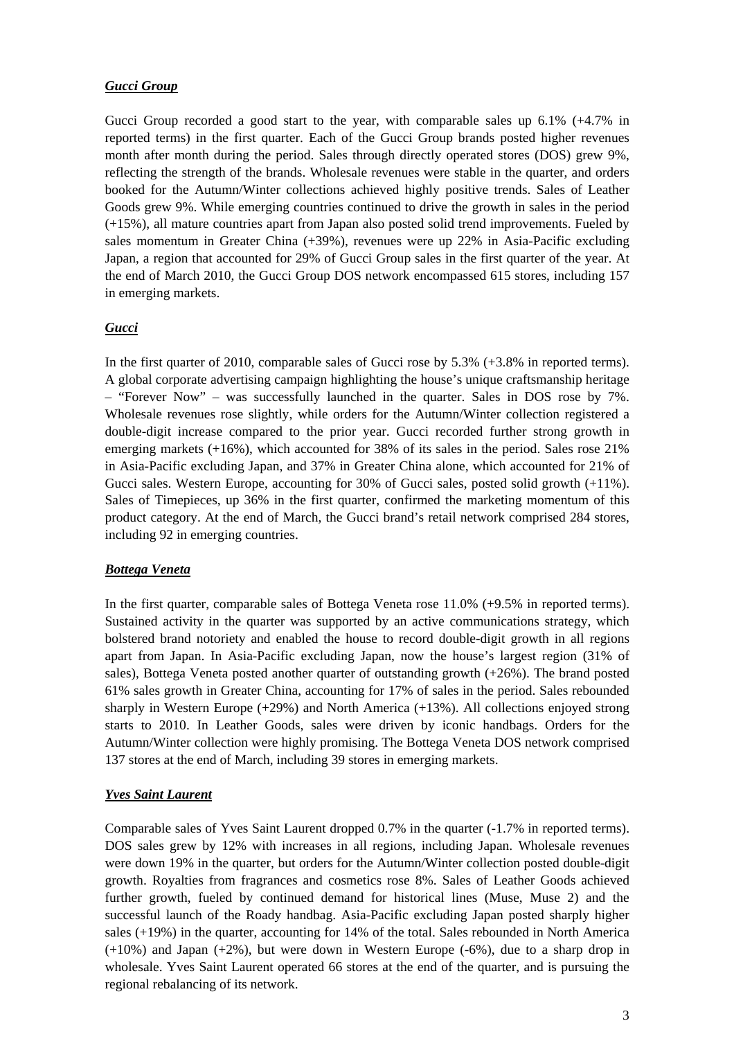***Gucci Group***

Gucci Group recorded a good start to the year, with comparable sales up 6.1% (+4.7% in reported terms) in the first quarter. Each of the Gucci Group brands posted higher revenues month after month during the period. Sales through directly operated stores (DOS) grew 9%, reflecting the strength of the brands. Wholesale revenues were stable in the quarter, and orders booked for the Autumn/Winter collections achieved highly positive trends. Sales of Leather Goods grew 9%. While emerging countries continued to drive the growth in sales in the period (+15%), all mature countries apart from Japan also posted solid trend improvements. Fueled by sales momentum in Greater China (+39%), revenues were up 22% in Asia-Pacific excluding Japan, a region that accounted for 29% of Gucci Group sales in the first quarter of the year. At the end of March 2010, the Gucci Group DOS network encompassed 615 stores, including 157 in emerging markets.

***Gucci***

In the first quarter of 2010, comparable sales of Gucci rose by 5.3% (+3.8% in reported terms). A global corporate advertising campaign highlighting the house's unique craftsmanship heritage – "Forever Now" – was successfully launched in the quarter. Sales in DOS rose by 7%. Wholesale revenues rose slightly, while orders for the Autumn/Winter collection registered a double-digit increase compared to the prior year. Gucci recorded further strong growth in emerging markets (+16%), which accounted for 38% of its sales in the period. Sales rose 21% in Asia-Pacific excluding Japan, and 37% in Greater China alone, which accounted for 21% of Gucci sales. Western Europe, accounting for 30% of Gucci sales, posted solid growth (+11%). Sales of Timepieces, up 36% in the first quarter, confirmed the marketing momentum of this product category. At the end of March, the Gucci brand's retail network comprised 284 stores, including 92 in emerging countries.

***Bottega Veneta***

In the first quarter, comparable sales of Bottega Veneta rose 11.0% (+9.5% in reported terms). Sustained activity in the quarter was supported by an active communications strategy, which bolstered brand notoriety and enabled the house to record double-digit growth in all regions apart from Japan. In Asia-Pacific excluding Japan, now the house's largest region (31% of sales), Bottega Veneta posted another quarter of outstanding growth (+26%). The brand posted 61% sales growth in Greater China, accounting for 17% of sales in the period. Sales rebounded sharply in Western Europe (+29%) and North America (+13%). All collections enjoyed strong starts to 2010. In Leather Goods, sales were driven by iconic handbags. Orders for the Autumn/Winter collection were highly promising. The Bottega Veneta DOS network comprised 137 stores at the end of March, including 39 stores in emerging markets.

***Yves Saint Laurent***

Comparable sales of Yves Saint Laurent dropped 0.7% in the quarter (-1.7% in reported terms). DOS sales grew by 12% with increases in all regions, including Japan. Wholesale revenues were down 19% in the quarter, but orders for the Autumn/Winter collection posted double-digit growth. Royalties from fragrances and cosmetics rose 8%. Sales of Leather Goods achieved further growth, fueled by continued demand for historical lines (Muse, Muse 2) and the successful launch of the Roady handbag. Asia-Pacific excluding Japan posted sharply higher sales (+19%) in the quarter, accounting for 14% of the total. Sales rebounded in North America (+10%) and Japan (+2%), but were down in Western Europe (-6%), due to a sharp drop in wholesale. Yves Saint Laurent operated 66 stores at the end of the quarter, and is pursuing the regional rebalancing of its network.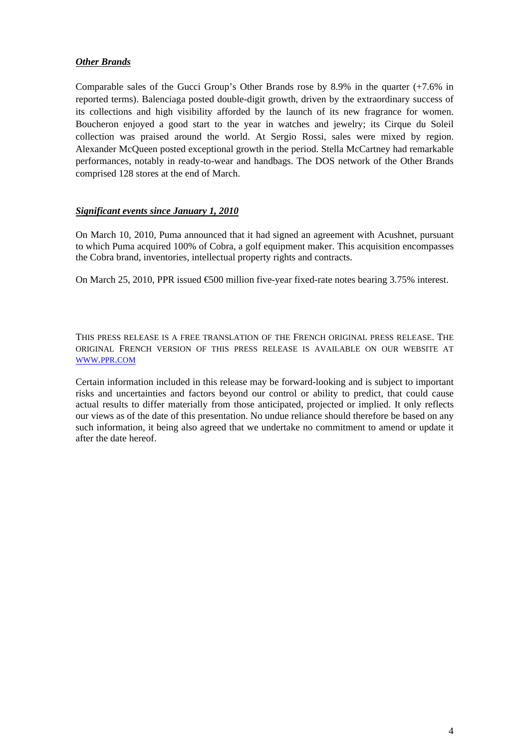***Other Brands***

Comparable sales of the Gucci Group's Other Brands rose by 8.9% in the quarter (+7.6% in reported terms). Balenciaga posted double-digit growth, driven by the extraordinary success of its collections and high visibility afforded by the launch of its new fragrance for women. Boucheron enjoyed a good start to the year in watches and jewelry; its Cirque du Soleil collection was praised around the world. At Sergio Rossi, sales were mixed by region. Alexander McQueen posted exceptional growth in the period. Stella McCartney had remarkable performances, notably in ready-to-wear and handbags. The DOS network of the Other Brands comprised 128 stores at the end of March.

***Significant events since January 1, 2010***

On March 10, 2010, Puma announced that it had signed an agreement with Acushnet, pursuant to which Puma acquired 100% of Cobra, a golf equipment maker. This acquisition encompasses the Cobra brand, inventories, intellectual property rights and contracts.

On March 25, 2010, PPR issued €500 million five-year fixed-rate notes bearing 3.75% interest.

THIS PRESS RELEASE IS A FREE TRANSLATION OF THE FRENCH ORIGINAL PRESS RELEASE. THE ORIGINAL FRENCH VERSION OF THIS PRESS RELEASE IS AVAILABLE ON OUR WEBSITE AT WWW.PPR.COM

Certain information included in this release may be forward-looking and is subject to important risks and uncertainties and factors beyond our control or ability to predict, that could cause actual results to differ materially from those anticipated, projected or implied. It only reflects our views as of the date of this presentation. No undue reliance should therefore be based on any such information, it being also agreed that we undertake no commitment to amend or update it after the date hereof.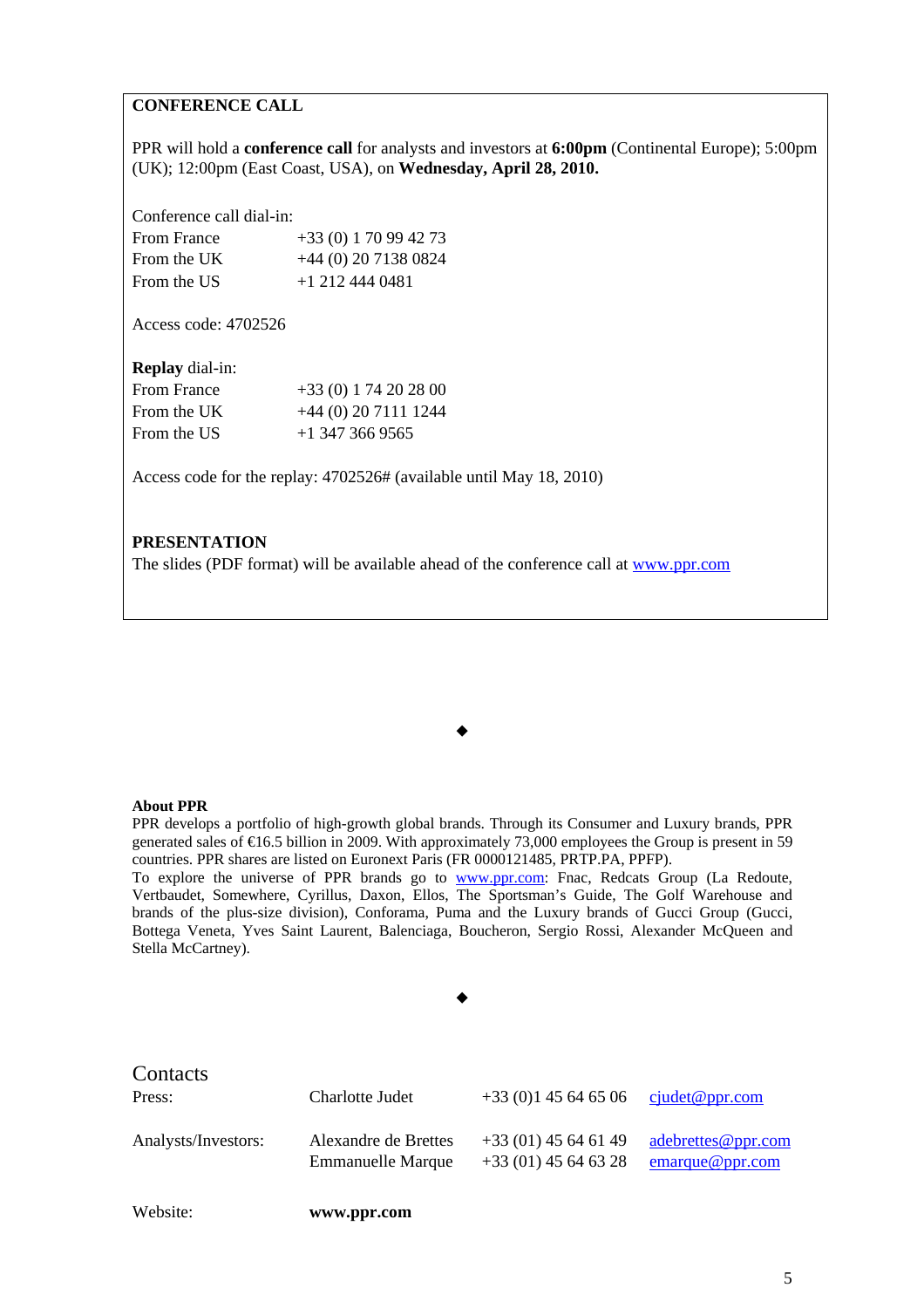**CONFERENCE CALL**

PPR will hold a **conference call** for analysts and investors at **6:00pm** (Continental Europe); 5:00pm (UK); 12:00pm (East Coast, USA), on **Wednesday, April 28, 2010.**

Conference call dial-in:

| | |
|---|---|
| From France | +33 (0) 1 70 99 42 73 |
| From the UK | +44 (0) 20 7138 0824 |
| From the US | +1 212 444 0481 |

Access code: 4702526

**Replay** dial-in:

| | |
|---|---|
| From France | +33 (0) 1 74 20 28 00 |
| From the UK | +44 (0) 20 7111 1244 |
| From the US | +1 347 366 9565 |

Access code for the replay: 4702526# (available until May 18, 2010)

**PRESENTATION**

The slides (PDF format) will be available ahead of the conference call at www.ppr.com

◆

**About PPR**

PPR develops a portfolio of high-growth global brands. Through its Consumer and Luxury brands, PPR generated sales of €16.5 billion in 2009. With approximately 73,000 employees the Group is present in 59 countries. PPR shares are listed on Euronext Paris (FR 0000121485, PRTP.PA, PPFP).

To explore the universe of PPR brands go to www.ppr.com: Fnac, Redcats Group (La Redoute, Vertbaudet, Somewhere, Cyrillus, Daxon, Ellos, The Sportsman's Guide, The Golf Warehouse and brands of the plus-size division), Conforama, Puma and the Luxury brands of Gucci Group (Gucci, Bottega Veneta, Yves Saint Laurent, Balenciaga, Boucheron, Sergio Rossi, Alexander McQueen and Stella McCartney).

◆

## Contacts

| | | | |
|---|---|---|---|
| Press: | Charlotte Judet | +33 (0)1 45 64 65 06 | cjudet@ppr.com |
| Analysts/Investors: | Alexandre de Brettes | +33 (01) 45 64 61 49 | adebrettes@ppr.com |
| | Emmanuelle Marque | +33 (01) 45 64 63 28 | emarque@ppr.com |
| Website: | **www.ppr.com** | | |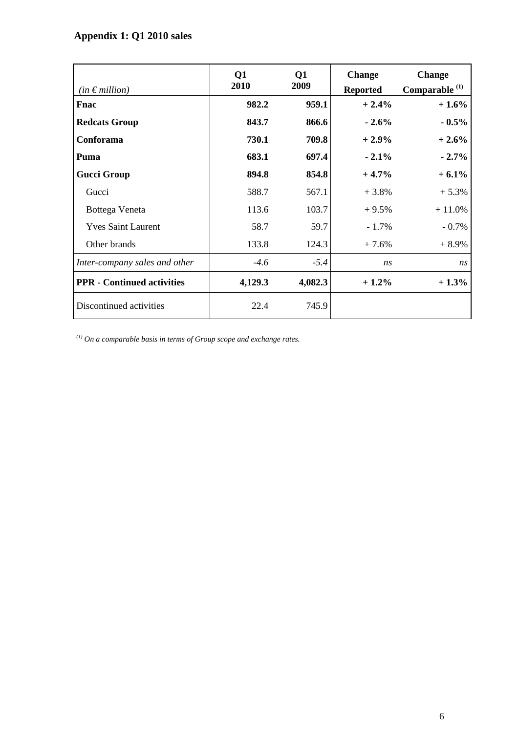## Appendix 1: Q1 2010 sales

| *(in € million)* | Q1 2010 | Q1 2009 | Change Reported | Change Comparable [(1)] |
|---|---|---|---|---|
| **Fnac** | **982.2** | **959.1** | **+ 2.4%** | **+ 1.6%** |
| **Redcats Group** | **843.7** | **866.6** | **- 2.6%** | **- 0.5%** |
| **Conforama** | **730.1** | **709.8** | **+ 2.9%** | **+ 2.6%** |
| **Puma** | **683.1** | **697.4** | **- 2.1%** | **- 2.7%** |
| **Gucci Group** | **894.8** | **854.8** | **+ 4.7%** | **+ 6.1%** |
| Gucci | 588.7 | 567.1 | + 3.8% | + 5.3% |
| Bottega Veneta | 113.6 | 103.7 | + 9.5% | + 11.0% |
| Yves Saint Laurent | 58.7 | 59.7 | - 1.7% | - 0.7% |
| Other brands | 133.8 | 124.3 | + 7.6% | + 8.9% |
| *Inter-company sales and other* | *-4.6* | *-5.4* | *ns* | *ns* |
| **PPR - Continued activities** | **4,129.3** | **4,082.3** | **+ 1.2%** | **+ 1.3%** |
| Discontinued activities | 22.4 | 745.9 | | |

*[(1)] On a comparable basis in terms of Group scope and exchange rates.*